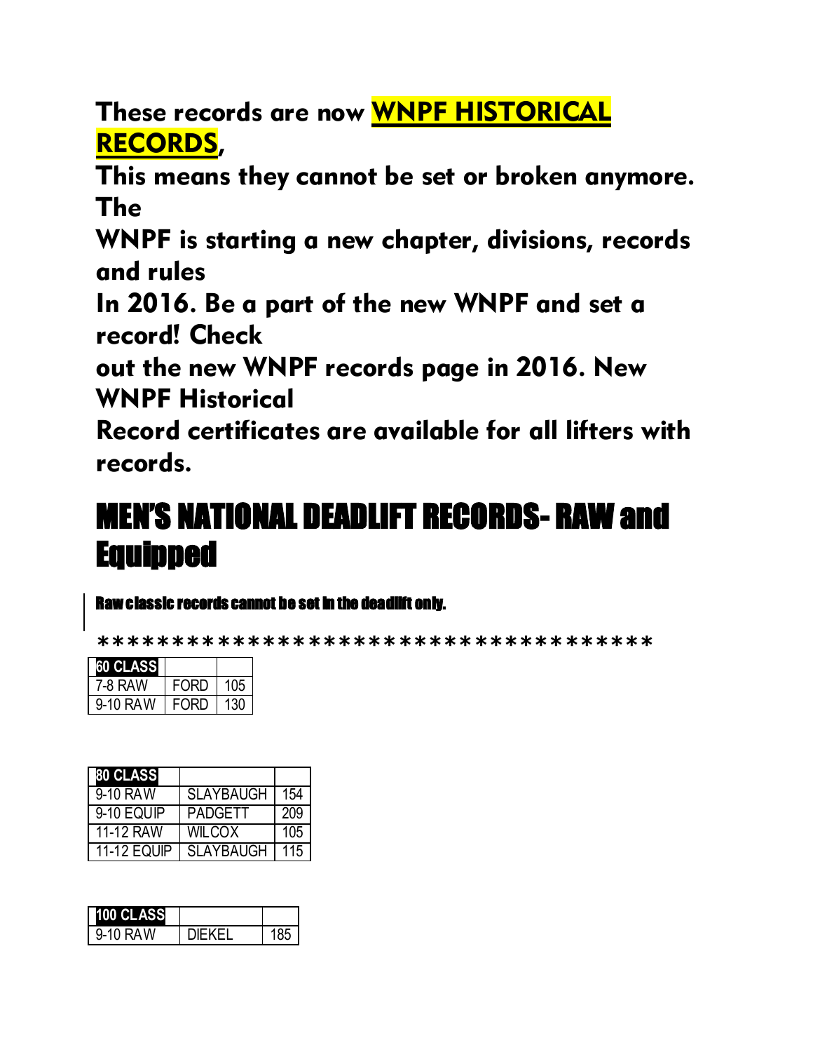**These records are now <u>WNPF HISTORICAL RECORDS</u>,**
**This means they cannot be set or broken anymore. The**
**WNPF is starting a new chapter, divisions, records and rules**
**In 2016. Be a part of the new WNPF and set a record! Check**
**out the new WNPF records page in 2016. New WNPF Historical**
**Record certificates are available for all lifters with records.**

# MEN'S NATIONAL DEADLIFT RECORDS- RAW and Equipped

**Raw classic records cannot be set in the deadlift only.**

****************************************

| 60 CLASS | | |
|---|---|---|
| 7-8 RAW | FORD | 105 |
| 9-10 RAW | FORD | 130 |

| 80 CLASS | | |
|---|---|---|
| 9-10 RAW | SLAYBAUGH | 154 |
| 9-10 EQUIP | PADGETT | 209 |
| 11-12 RAW | WILCOX | 105 |
| 11-12 EQUIP | SLAYBAUGH | 115 |

| 100 CLASS | | |
|---|---|---|
| 9-10 RAW | DIEKEL | 185 |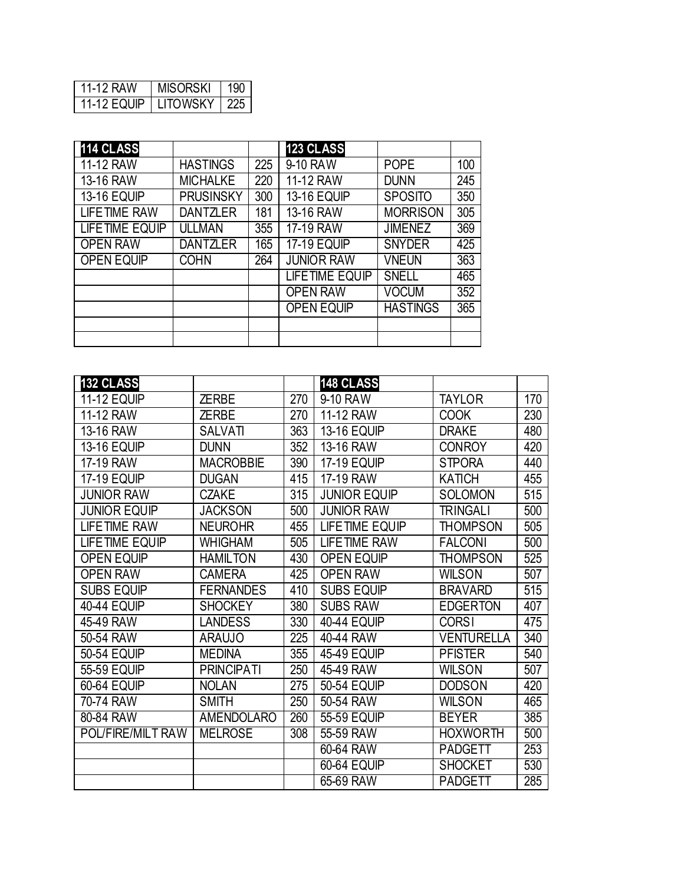| 11-12 RAW | MISORSKI | 190 |
| --- | --- | --- |
| 11-12 EQUIP | LITOWSKY | 225 |

| 114 CLASS | | | 123 CLASS | | |
| --- | --- | --- | --- | --- | --- |
| 11-12 RAW | HASTINGS | 225 | 9-10 RAW | POPE | 100 |
| 13-16 RAW | MICHALKE | 220 | 11-12 RAW | DUNN | 245 |
| 13-16 EQUIP | PRUSINSKY | 300 | 13-16 EQUIP | SPOSITO | 350 |
| LIFETIME RAW | DANTZLER | 181 | 13-16 RAW | MORRISON | 305 |
| LIFETIME EQUIP | ULLMAN | 355 | 17-19 RAW | JIMENEZ | 369 |
| OPEN RAW | DANTZLER | 165 | 17-19 EQUIP | SNYDER | 425 |
| OPEN EQUIP | COHN | 264 | JUNIOR RAW | VNEUN | 363 |
| | | | LIFETIME EQUIP | SNELL | 465 |
| | | | OPEN RAW | VOCUM | 352 |
| | | | OPEN EQUIP | HASTINGS | 365 |
| | | | | | |
| | | | | | |

| 132 CLASS | | | 148 CLASS | | |
| --- | --- | --- | --- | --- | --- |
| 11-12 EQUIP | ZERBE | 270 | 9-10 RAW | TAYLOR | 170 |
| 11-12 RAW | ZERBE | 270 | 11-12 RAW | COOK | 230 |
| 13-16 RAW | SALVATI | 363 | 13-16 EQUIP | DRAKE | 480 |
| 13-16 EQUIP | DUNN | 352 | 13-16 RAW | CONROY | 420 |
| 17-19 RAW | MACROBBIE | 390 | 17-19 EQUIP | STPORA | 440 |
| 17-19 EQUIP | DUGAN | 415 | 17-19 RAW | KATICH | 455 |
| JUNIOR RAW | CZAKE | 315 | JUNIOR EQUIP | SOLOMON | 515 |
| JUNIOR EQUIP | JACKSON | 500 | JUNIOR RAW | TRINGALI | 500 |
| LIFETIME RAW | NEUROHR | 455 | LIFETIME EQUIP | THOMPSON | 505 |
| LIFETIME EQUIP | WHIGHAM | 505 | LIFETIME RAW | FALCONI | 500 |
| OPEN EQUIP | HAMILTON | 430 | OPEN EQUIP | THOMPSON | 525 |
| OPEN RAW | CAMERA | 425 | OPEN RAW | WILSON | 507 |
| SUBS EQUIP | FERNANDES | 410 | SUBS EQUIP | BRAVARD | 515 |
| 40-44 EQUIP | SHOCKEY | 380 | SUBS RAW | EDGERTON | 407 |
| 45-49 RAW | LANDESS | 330 | 40-44 EQUIP | CORSI | 475 |
| 50-54 RAW | ARAUJO | 225 | 40-44 RAW | VENTURELLA | 340 |
| 50-54 EQUIP | MEDINA | 355 | 45-49 EQUIP | PFISTER | 540 |
| 55-59 EQUIP | PRINCIPATI | 250 | 45-49 RAW | WILSON | 507 |
| 60-64 EQUIP | NOLAN | 275 | 50-54 EQUIP | DODSON | 420 |
| 70-74 RAW | SMITH | 250 | 50-54 RAW | WILSON | 465 |
| 80-84 RAW | AMENDOLARO | 260 | 55-59 EQUIP | BEYER | 385 |
| POL/FIRE/MILT RAW | MELROSE | 308 | 55-59 RAW | HOXWORTH | 500 |
| | | | 60-64 RAW | PADGETT | 253 |
| | | | 60-64 EQUIP | SHOCKET | 530 |
| | | | 65-69 RAW | PADGETT | 285 |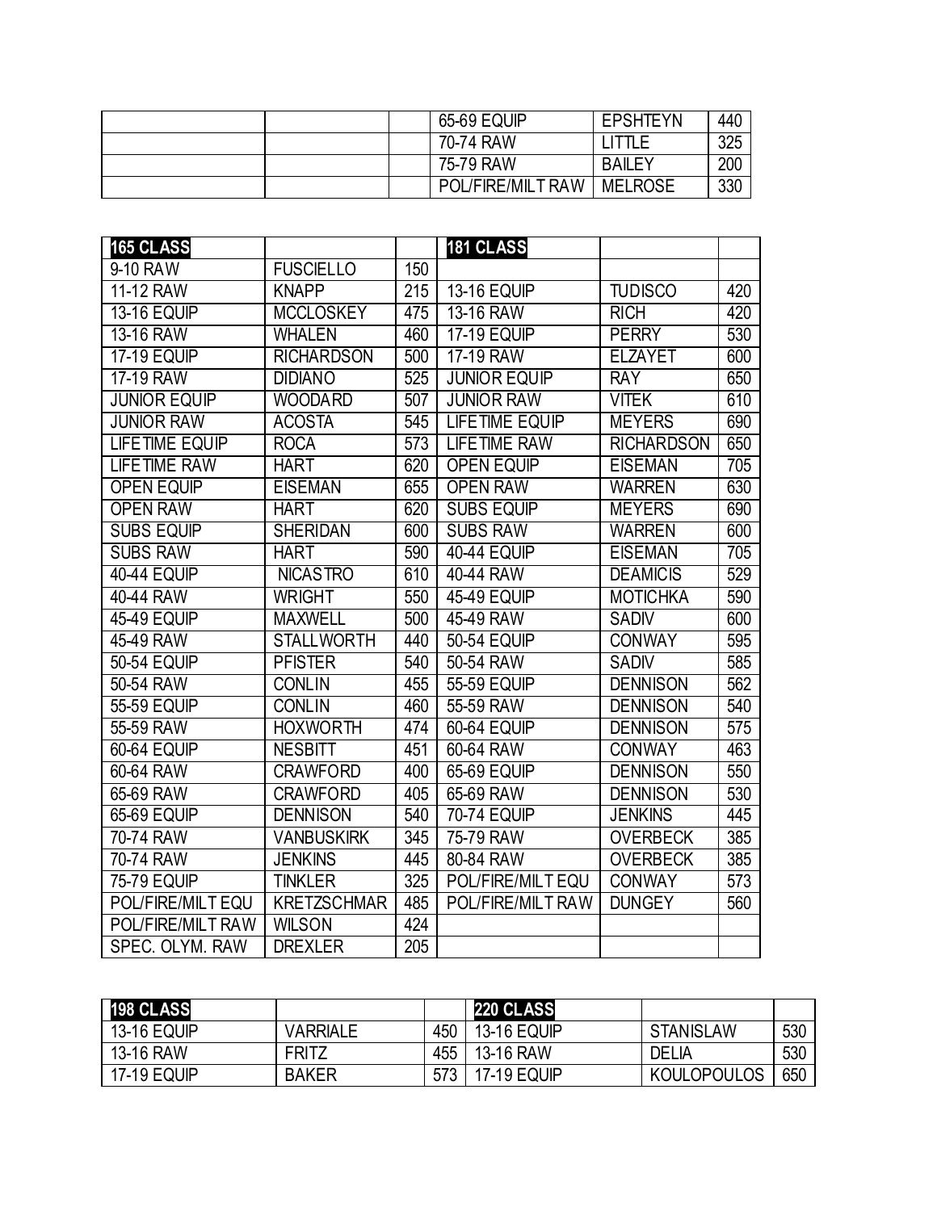| | | | | | |
|---|---|---|---|---|---|
| | | | 65-69 EQUIP | EPSHTEYN | 440 |
| | | | 70-74 RAW | LITTLE | 325 |
| | | | 75-79 RAW | BAILEY | 200 |
| | | | POL/FIRE/MILT RAW | MELROSE | 330 |

| **165 CLASS** | | | **181 CLASS** | | |
|---|---|---|---|---|---|
| 9-10 RAW | FUSCIELLO | 150 | | | |
| 11-12 RAW | KNAPP | 215 | 13-16 EQUIP | TUDISCO | 420 |
| 13-16 EQUIP | MCCLOSKEY | 475 | 13-16 RAW | RICH | 420 |
| 13-16 RAW | WHALEN | 460 | 17-19 EQUIP | PERRY | 530 |
| 17-19 EQUIP | RICHARDSON | 500 | 17-19 RAW | ELZAYET | 600 |
| 17-19 RAW | DIDIANO | 525 | JUNIOR EQUIP | RAY | 650 |
| JUNIOR EQUIP | WOODARD | 507 | JUNIOR RAW | VITEK | 610 |
| JUNIOR RAW | ACOSTA | 545 | LIFETIME EQUIP | MEYERS | 690 |
| LIFETIME EQUIP | ROCA | 573 | LIFETIME RAW | RICHARDSON | 650 |
| LIFETIME RAW | HART | 620 | OPEN EQUIP | EISEMAN | 705 |
| OPEN EQUIP | EISEMAN | 655 | OPEN RAW | WARREN | 630 |
| OPEN RAW | HART | 620 | SUBS EQUIP | MEYERS | 690 |
| SUBS EQUIP | SHERIDAN | 600 | SUBS RAW | WARREN | 600 |
| SUBS RAW | HART | 590 | 40-44 EQUIP | EISEMAN | 705 |
| 40-44 EQUIP | NICASTRO | 610 | 40-44 RAW | DEAMICIS | 529 |
| 40-44 RAW | WRIGHT | 550 | 45-49 EQUIP | MOTICHKA | 590 |
| 45-49 EQUIP | MAXWELL | 500 | 45-49 RAW | SADIV | 600 |
| 45-49 RAW | STALLWORTH | 440 | 50-54 EQUIP | CONWAY | 595 |
| 50-54 EQUIP | PFISTER | 540 | 50-54 RAW | SADIV | 585 |
| 50-54 RAW | CONLIN | 455 | 55-59 EQUIP | DENNISON | 562 |
| 55-59 EQUIP | CONLIN | 460 | 55-59 RAW | DENNISON | 540 |
| 55-59 RAW | HOXWORTH | 474 | 60-64 EQUIP | DENNISON | 575 |
| 60-64 EQUIP | NESBITT | 451 | 60-64 RAW | CONWAY | 463 |
| 60-64 RAW | CRAWFORD | 400 | 65-69 EQUIP | DENNISON | 550 |
| 65-69 RAW | CRAWFORD | 405 | 65-69 RAW | DENNISON | 530 |
| 65-69 EQUIP | DENNISON | 540 | 70-74 EQUIP | JENKINS | 445 |
| 70-74 RAW | VANBUSKIRK | 345 | 75-79 RAW | OVERBECK | 385 |
| 70-74 RAW | JENKINS | 445 | 80-84 RAW | OVERBECK | 385 |
| 75-79 EQUIP | TINKLER | 325 | POL/FIRE/MILT EQU | CONWAY | 573 |
| POL/FIRE/MILT EQU | KRETZSCHMAR | 485 | POL/FIRE/MILT RAW | DUNGEY | 560 |
| POL/FIRE/MILT RAW | WILSON | 424 | | | |
| SPEC. OLYM. RAW | DREXLER | 205 | | | |

| **198 CLASS** | | | **220 CLASS** | | |
|---|---|---|---|---|---|
| 13-16 EQUIP | VARRIALE | 450 | 13-16 EQUIP | STANISLAW | 530 |
| 13-16 RAW | FRITZ | 455 | 13-16 RAW | DELIA | 530 |
| 17-19 EQUIP | BAKER | 573 | 17-19 EQUIP | KOULOPOULOS | 650 |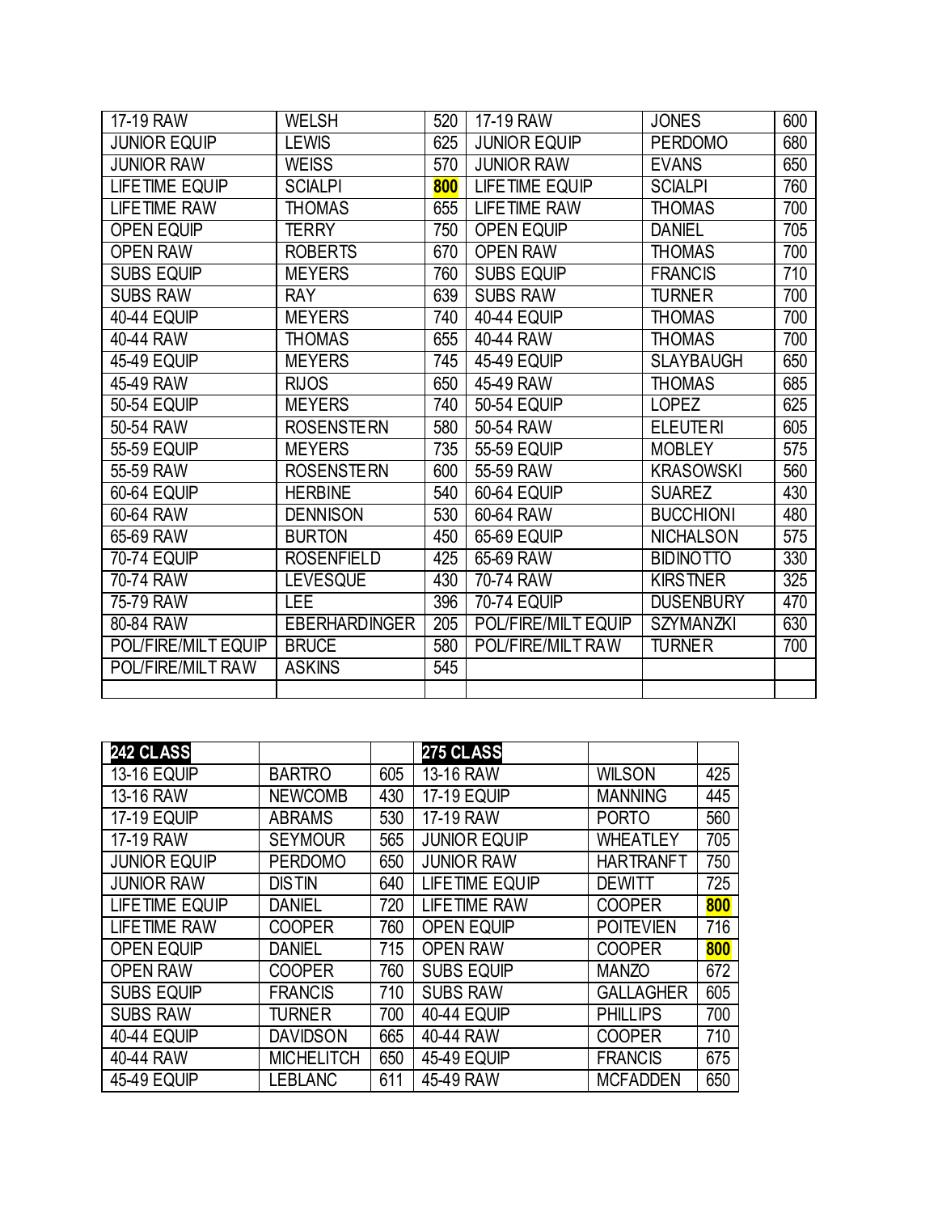| 17-19 RAW | WELSH | 520 | 17-19 RAW | JONES | 600 |
|---|---|---|---|---|---|
| JUNIOR EQUIP | LEWIS | 625 | JUNIOR EQUIP | PERDOMO | 680 |
| JUNIOR RAW | WEISS | 570 | JUNIOR RAW | EVANS | 650 |
| LIFETIME EQUIP | SCIALPI | **800** | LIFETIME EQUIP | SCIALPI | 760 |
| LIFETIME RAW | THOMAS | 655 | LIFETIME RAW | THOMAS | 700 |
| OPEN EQUIP | TERRY | 750 | OPEN EQUIP | DANIEL | 705 |
| OPEN RAW | ROBERTS | 670 | OPEN RAW | THOMAS | 700 |
| SUBS EQUIP | MEYERS | 760 | SUBS EQUIP | FRANCIS | 710 |
| SUBS RAW | RAY | 639 | SUBS RAW | TURNER | 700 |
| 40-44 EQUIP | MEYERS | 740 | 40-44 EQUIP | THOMAS | 700 |
| 40-44 RAW | THOMAS | 655 | 40-44 RAW | THOMAS | 700 |
| 45-49 EQUIP | MEYERS | 745 | 45-49 EQUIP | SLAYBAUGH | 650 |
| 45-49 RAW | RIJOS | 650 | 45-49 RAW | THOMAS | 685 |
| 50-54 EQUIP | MEYERS | 740 | 50-54 EQUIP | LOPEZ | 625 |
| 50-54 RAW | ROSENSTERN | 580 | 50-54 RAW | ELEUTERI | 605 |
| 55-59 EQUIP | MEYERS | 735 | 55-59 EQUIP | MOBLEY | 575 |
| 55-59 RAW | ROSENSTERN | 600 | 55-59 RAW | KRASOWSKI | 560 |
| 60-64 EQUIP | HERBINE | 540 | 60-64 EQUIP | SUAREZ | 430 |
| 60-64 RAW | DENNISON | 530 | 60-64 RAW | BUCCHIONI | 480 |
| 65-69 RAW | BURTON | 450 | 65-69 EQUIP | NICHALSON | 575 |
| 70-74 EQUIP | ROSENFIELD | 425 | 65-69 RAW | BIDINOTTO | 330 |
| 70-74 RAW | LEVESQUE | 430 | 70-74 RAW | KIRSTNER | 325 |
| 75-79 RAW | LEE | 396 | 70-74 EQUIP | DUSENBURY | 470 |
| 80-84 RAW | EBERHARDINGER | 205 | POL/FIRE/MILT EQUIP | SZYMANZKI | 630 |
| POL/FIRE/MILT EQUIP | BRUCE | 580 | POL/FIRE/MILT RAW | TURNER | 700 |
| POL/FIRE/MILT RAW | ASKINS | 545 | | | |
| | | | | | |

| **242 CLASS** | | | **275 CLASS** | | |
|---|---|---|---|---|---|
| 13-16 EQUIP | BARTRO | 605 | 13-16 RAW | WILSON | 425 |
| 13-16 RAW | NEWCOMB | 430 | 17-19 EQUIP | MANNING | 445 |
| 17-19 EQUIP | ABRAMS | 530 | 17-19 RAW | PORTO | 560 |
| 17-19 RAW | SEYMOUR | 565 | JUNIOR EQUIP | WHEATLEY | 705 |
| JUNIOR EQUIP | PERDOMO | 650 | JUNIOR RAW | HARTRANFT | 750 |
| JUNIOR RAW | DISTIN | 640 | LIFETIME EQUIP | DEWITT | 725 |
| LIFETIME EQUIP | DANIEL | 720 | LIFETIME RAW | COOPER | **800** |
| LIFETIME RAW | COOPER | 760 | OPEN EQUIP | POITEVIEN | 716 |
| OPEN EQUIP | DANIEL | 715 | OPEN RAW | COOPER | **800** |
| OPEN RAW | COOPER | 760 | SUBS EQUIP | MANZO | 672 |
| SUBS EQUIP | FRANCIS | 710 | SUBS RAW | GALLAGHER | 605 |
| SUBS RAW | TURNER | 700 | 40-44 EQUIP | PHILLIPS | 700 |
| 40-44 EQUIP | DAVIDSON | 665 | 40-44 RAW | COOPER | 710 |
| 40-44 RAW | MICHELITCH | 650 | 45-49 EQUIP | FRANCIS | 675 |
| 45-49 EQUIP | LEBLANC | 611 | 45-49 RAW | MCFADDEN | 650 |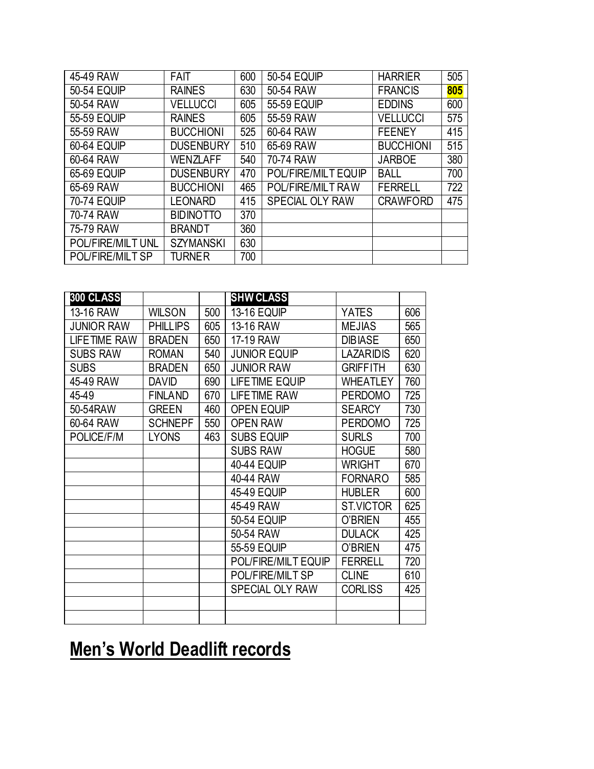| | | | | | |
|---|---|---|---|---|---|
| 45-49 RAW | FAIT | 600 | 50-54 EQUIP | HARRIER | 505 |
| 50-54 EQUIP | RAINES | 630 | 50-54 RAW | FRANCIS | **805** |
| 50-54 RAW | VELLUCCI | 605 | 55-59 EQUIP | EDDINS | 600 |
| 55-59 EQUIP | RAINES | 605 | 55-59 RAW | VELLUCCI | 575 |
| 55-59 RAW | BUCCHIONI | 525 | 60-64 RAW | FEENEY | 415 |
| 60-64 EQUIP | DUSENBURY | 510 | 65-69 RAW | BUCCHIONI | 515 |
| 60-64 RAW | WENZLAFF | 540 | 70-74 RAW | JARBOE | 380 |
| 65-69 EQUIP | DUSENBURY | 470 | POL/FIRE/MILT EQUIP | BALL | 700 |
| 65-69 RAW | BUCCHIONI | 465 | POL/FIRE/MILT RAW | FERRELL | 722 |
| 70-74 EQUIP | LEONARD | 415 | SPECIAL OLY RAW | CRAWFORD | 475 |
| 70-74 RAW | BIDINOTTO | 370 | | | |
| 75-79 RAW | BRANDT | 360 | | | |
| POL/FIRE/MILT UNL | SZYMANSKI | 630 | | | |
| POL/FIRE/MILT SP | TURNER | 700 | | | |

| 300 CLASS | | | SHW CLASS | | |
|---|---|---|---|---|---|
| 13-16 RAW | WILSON | 500 | 13-16 EQUIP | YATES | 606 |
| JUNIOR RAW | PHILLIPS | 605 | 13-16 RAW | MEJIAS | 565 |
| LIFETIME RAW | BRADEN | 650 | 17-19 RAW | DIBIASE | 650 |
| SUBS RAW | ROMAN | 540 | JUNIOR EQUIP | LAZARIDIS | 620 |
| SUBS | BRADEN | 650 | JUNIOR RAW | GRIFFITH | 630 |
| 45-49 RAW | DAVID | 690 | LIFETIME EQUIP | WHEATLEY | 760 |
| 45-49 | FINLAND | 670 | LIFETIME RAW | PERDOMO | 725 |
| 50-54RAW | GREEN | 460 | OPEN EQUIP | SEARCY | 730 |
| 60-64 RAW | SCHNEPF | 550 | OPEN RAW | PERDOMO | 725 |
| POLICE/F/M | LYONS | 463 | SUBS EQUIP | SURLS | 700 |
| | | | SUBS RAW | HOGUE | 580 |
| | | | 40-44 EQUIP | WRIGHT | 670 |
| | | | 40-44 RAW | FORNARO | 585 |
| | | | 45-49 EQUIP | HUBLER | 600 |
| | | | 45-49 RAW | ST.VICTOR | 625 |
| | | | 50-54 EQUIP | O'BRIEN | 455 |
| | | | 50-54 RAW | DULACK | 425 |
| | | | 55-59 EQUIP | O'BRIEN | 475 |
| | | | POL/FIRE/MILT EQUIP | FERRELL | 720 |
| | | | POL/FIRE/MILT SP | CLINE | 610 |
| | | | SPECIAL OLY RAW | CORLISS | 425 |
| | | | | | |
| | | | | | |

# Men's World Deadlift records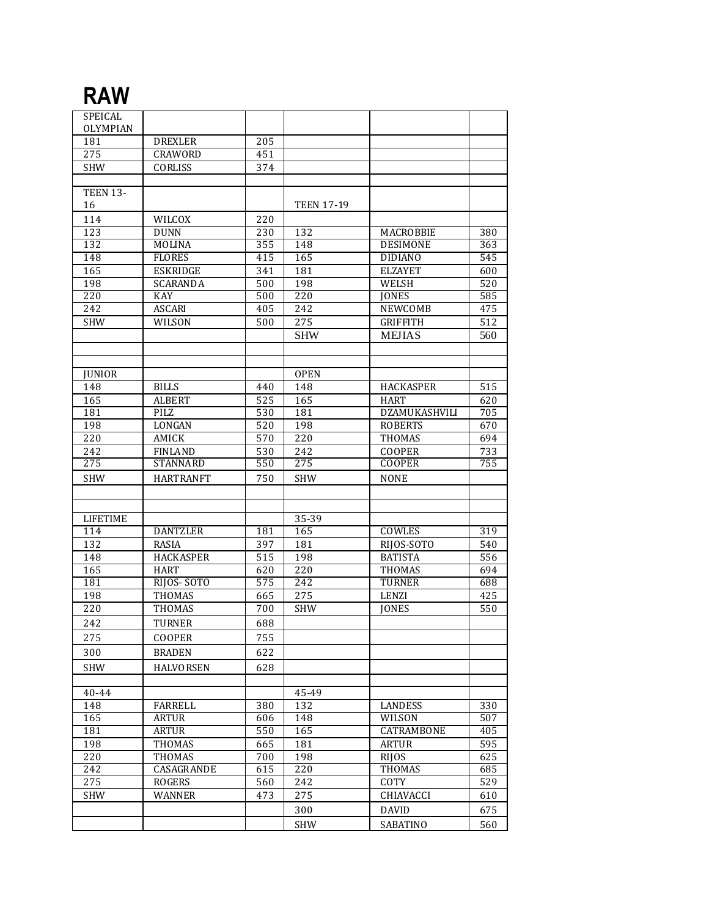# RAW

| SPEICAL OLYMPIAN | | | | | |
|---|---|---|---|---|---|
| 181 | DREXLER | 205 | | | |
| 275 | CRAWORD | 451 | | | |
| SHW | CORLISS | 374 | | | |
| | | | | | |
| TEEN 13-16 | | | TEEN 17-19 | | |
| 114 | WILCOX | 220 | | | |
| 123 | DUNN | 230 | 132 | MACROBBIE | 380 |
| 132 | MOLINA | 355 | 148 | DESIMONE | 363 |
| 148 | FLORES | 415 | 165 | DIDIANO | 545 |
| 165 | ESKRIDGE | 341 | 181 | ELZAYET | 600 |
| 198 | SCARANDA | 500 | 198 | WELSH | 520 |
| 220 | KAY | 500 | 220 | JONES | 585 |
| 242 | ASCARI | 405 | 242 | NEWCOMB | 475 |
| SHW | WILSON | 500 | 275 | GRIFFITH | 512 |
| | | | SHW | MEJIAS | 560 |
| | | | | | |
| | | | | | |
| JUNIOR | | | OPEN | | |
| 148 | BILLS | 440 | 148 | HACKASPER | 515 |
| 165 | ALBERT | 525 | 165 | HART | 620 |
| 181 | PILZ | 530 | 181 | DZAMUKASHVILI | 705 |
| 198 | LONGAN | 520 | 198 | ROBERTS | 670 |
| 220 | AMICK | 570 | 220 | THOMAS | 694 |
| 242 | FINLAND | 530 | 242 | COOPER | 733 |
| 275 | STANNARD | 550 | 275 | COOPER | 755 |
| SHW | HARTRANFT | 750 | SHW | NONE | |
| | | | | | |
| | | | | | |
| LIFETIME | | | 35-39 | | |
| 114 | DANTZLER | 181 | 165 | COWLES | 319 |
| 132 | RASIA | 397 | 181 | RIJOS-SOTO | 540 |
| 148 | HACKASPER | 515 | 198 | BATISTA | 556 |
| 165 | HART | 620 | 220 | THOMAS | 694 |
| 181 | RIJOS- SOTO | 575 | 242 | TURNER | 688 |
| 198 | THOMAS | 665 | 275 | LENZI | 425 |
| 220 | THOMAS | 700 | SHW | JONES | 550 |
| 242 | TURNER | 688 | | | |
| 275 | COOPER | 755 | | | |
| 300 | BRADEN | 622 | | | |
| SHW | HALVORSEN | 628 | | | |
| | | | | | |
| 40-44 | | | 45-49 | | |
| 148 | FARRELL | 380 | 132 | LANDESS | 330 |
| 165 | ARTUR | 606 | 148 | WILSON | 507 |
| 181 | ARTUR | 550 | 165 | CATRAMBONE | 405 |
| 198 | THOMAS | 665 | 181 | ARTUR | 595 |
| 220 | THOMAS | 700 | 198 | RIJOS | 625 |
| 242 | CASAGRANDE | 615 | 220 | THOMAS | 685 |
| 275 | ROGERS | 560 | 242 | COTY | 529 |
| SHW | WANNER | 473 | 275 | CHIAVACCI | 610 |
| | | | 300 | DAVID | 675 |
| | | | SHW | SABATINO | 560 |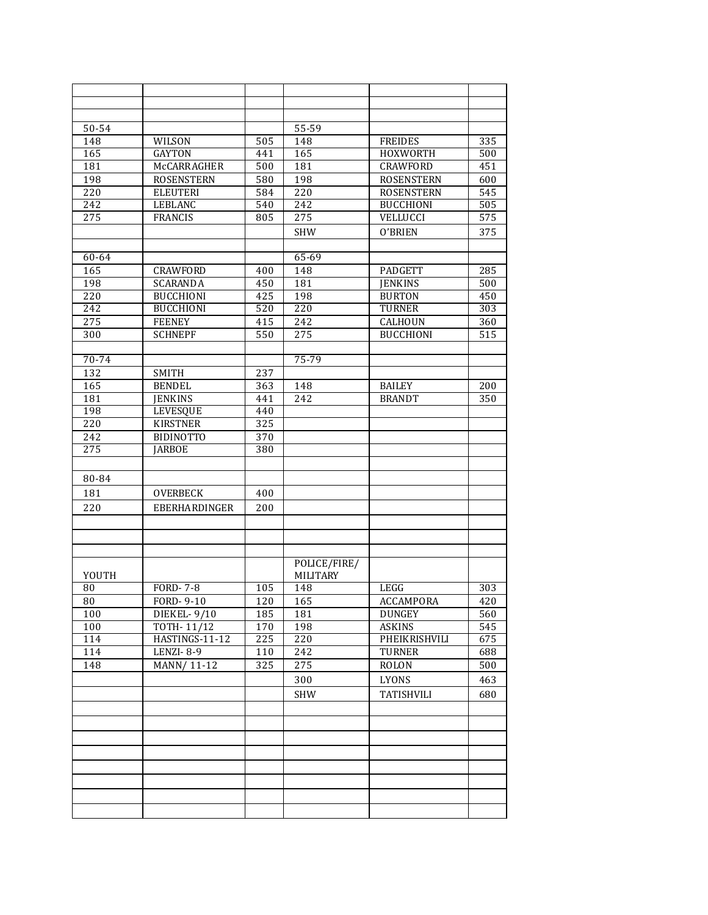| | | | | | |
|---|---|---|---|---|---|
| 50-54 | | | 55-59 | | |
| 148 | WILSON | 505 | 148 | FREIDES | 335 |
| 165 | GAYTON | 441 | 165 | HOXWORTH | 500 |
| 181 | McCARRAGHER | 500 | 181 | CRAWFORD | 451 |
| 198 | ROSENSTERN | 580 | 198 | ROSENSTERN | 600 |
| 220 | ELEUTERI | 584 | 220 | ROSENSTERN | 545 |
| 242 | LEBLANC | 540 | 242 | BUCCHIONI | 505 |
| 275 | FRANCIS | 805 | 275 | VELLUCCI | 575 |
| | | | SHW | O'BRIEN | 375 |
| | | | | | |
| 60-64 | | | 65-69 | | |
| 165 | CRAWFORD | 400 | 148 | PADGETT | 285 |
| 198 | SCARANDA | 450 | 181 | JENKINS | 500 |
| 220 | BUCCHIONI | 425 | 198 | BURTON | 450 |
| 242 | BUCCHIONI | 520 | 220 | TURNER | 303 |
| 275 | FEENEY | 415 | 242 | CALHOUN | 360 |
| 300 | SCHNEPF | 550 | 275 | BUCCHIONI | 515 |
| | | | | | |
| 70-74 | | | 75-79 | | |
| 132 | SMITH | 237 | | | |
| 165 | BENDEL | 363 | 148 | BAILEY | 200 |
| 181 | JENKINS | 441 | 242 | BRANDT | 350 |
| 198 | LEVESQUE | 440 | | | |
| 220 | KIRSTNER | 325 | | | |
| 242 | BIDINOTTO | 370 | | | |
| 275 | JARBOE | 380 | | | |
| | | | | | |
| 80-84 | | | | | |
| 181 | OVERBECK | 400 | | | |
| 220 | EBERHARDINGER | 200 | | | |
| | | | | | |
| YOUTH | | | POLICE/FIRE/ MILITARY | | |
| 80 | FORD- 7-8 | 105 | 148 | LEGG | 303 |
| 80 | FORD- 9-10 | 120 | 165 | ACCAMPORA | 420 |
| 100 | DIEKEL- 9/10 | 185 | 181 | DUNGEY | 560 |
| 100 | TOTH- 11/12 | 170 | 198 | ASKINS | 545 |
| 114 | HASTINGS-11-12 | 225 | 220 | PHEIKRISHVILI | 675 |
| 114 | LENZI- 8-9 | 110 | 242 | TURNER | 688 |
| 148 | MANN/ 11-12 | 325 | 275 | ROLON | 500 |
| | | | 300 | LYONS | 463 |
| | | | SHW | TATISHVILI | 680 |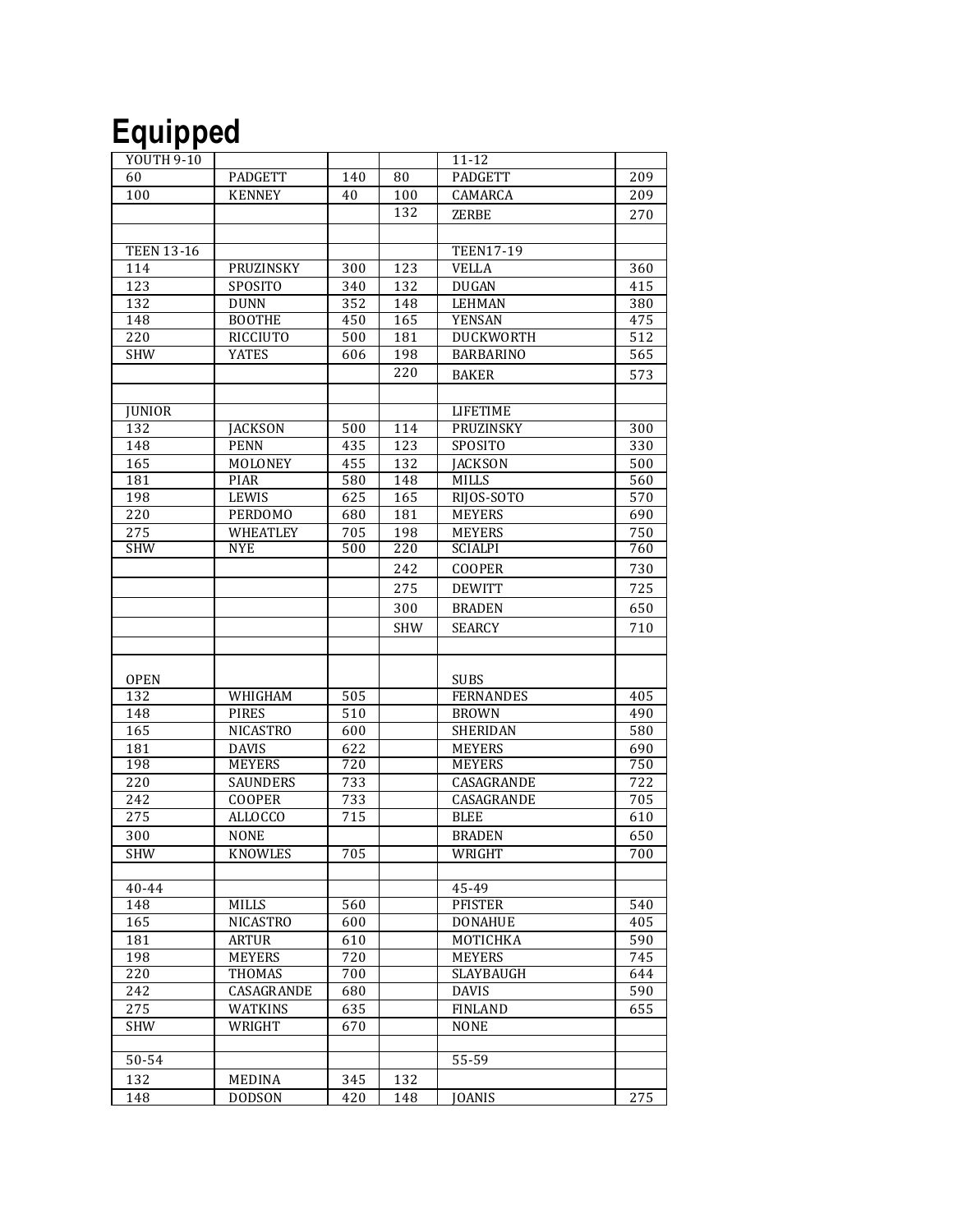# Equipped

| YOUTH 9-10 | | | | 11-12 | |
|---|---|---|---|---|---|
| 60 | PADGETT | 140 | 80 | PADGETT | 209 |
| 100 | KENNEY | 40 | 100 | CAMARCA | 209 |
| | | | 132 | ZERBE | 270 |
| | | | | | |
| TEEN 13-16 | | | | TEEN17-19 | |
| 114 | PRUZINSKY | 300 | 123 | VELLA | 360 |
| 123 | SPOSITO | 340 | 132 | DUGAN | 415 |
| 132 | DUNN | 352 | 148 | LEHMAN | 380 |
| 148 | BOOTHE | 450 | 165 | YENSAN | 475 |
| 220 | RICCIUTO | 500 | 181 | DUCKWORTH | 512 |
| SHW | YATES | 606 | 198 | BARBARINO | 565 |
| | | | 220 | BAKER | 573 |
| | | | | | |
| JUNIOR | | | | LIFETIME | |
| 132 | JACKSON | 500 | 114 | PRUZINSKY | 300 |
| 148 | PENN | 435 | 123 | SPOSITO | 330 |
| 165 | MOLONEY | 455 | 132 | JACKSON | 500 |
| 181 | PIAR | 580 | 148 | MILLS | 560 |
| 198 | LEWIS | 625 | 165 | RIJOS-SOTO | 570 |
| 220 | PERDOMO | 680 | 181 | MEYERS | 690 |
| 275 | WHEATLEY | 705 | 198 | MEYERS | 750 |
| SHW | NYE | 500 | 220 | SCIALPI | 760 |
| | | | 242 | COOPER | 730 |
| | | | 275 | DEWITT | 725 |
| | | | 300 | BRADEN | 650 |
| | | | SHW | SEARCY | 710 |
| | | | | | |
| OPEN | | | | SUBS | |
| 132 | WHIGHAM | 505 | | FERNANDES | 405 |
| 148 | PIRES | 510 | | BROWN | 490 |
| 165 | NICASTRO | 600 | | SHERIDAN | 580 |
| 181 | DAVIS | 622 | | MEYERS | 690 |
| 198 | MEYERS | 720 | | MEYERS | 750 |
| 220 | SAUNDERS | 733 | | CASAGRANDE | 722 |
| 242 | COOPER | 733 | | CASAGRANDE | 705 |
| 275 | ALLOCCO | 715 | | BLEE | 610 |
| 300 | NONE | | | BRADEN | 650 |
| SHW | KNOWLES | 705 | | WRIGHT | 700 |
| | | | | | |
| 40-44 | | | | 45-49 | |
| 148 | MILLS | 560 | | PFISTER | 540 |
| 165 | NICASTRO | 600 | | DONAHUE | 405 |
| 181 | ARTUR | 610 | | MOTICHKA | 590 |
| 198 | MEYERS | 720 | | MEYERS | 745 |
| 220 | THOMAS | 700 | | SLAYBAUGH | 644 |
| 242 | CASAGRANDE | 680 | | DAVIS | 590 |
| 275 | WATKINS | 635 | | FINLAND | 655 |
| SHW | WRIGHT | 670 | | NONE | |
| | | | | | |
| 50-54 | | | | 55-59 | |
| 132 | MEDINA | 345 | 132 | | |
| 148 | DODSON | 420 | 148 | JOANIS | 275 |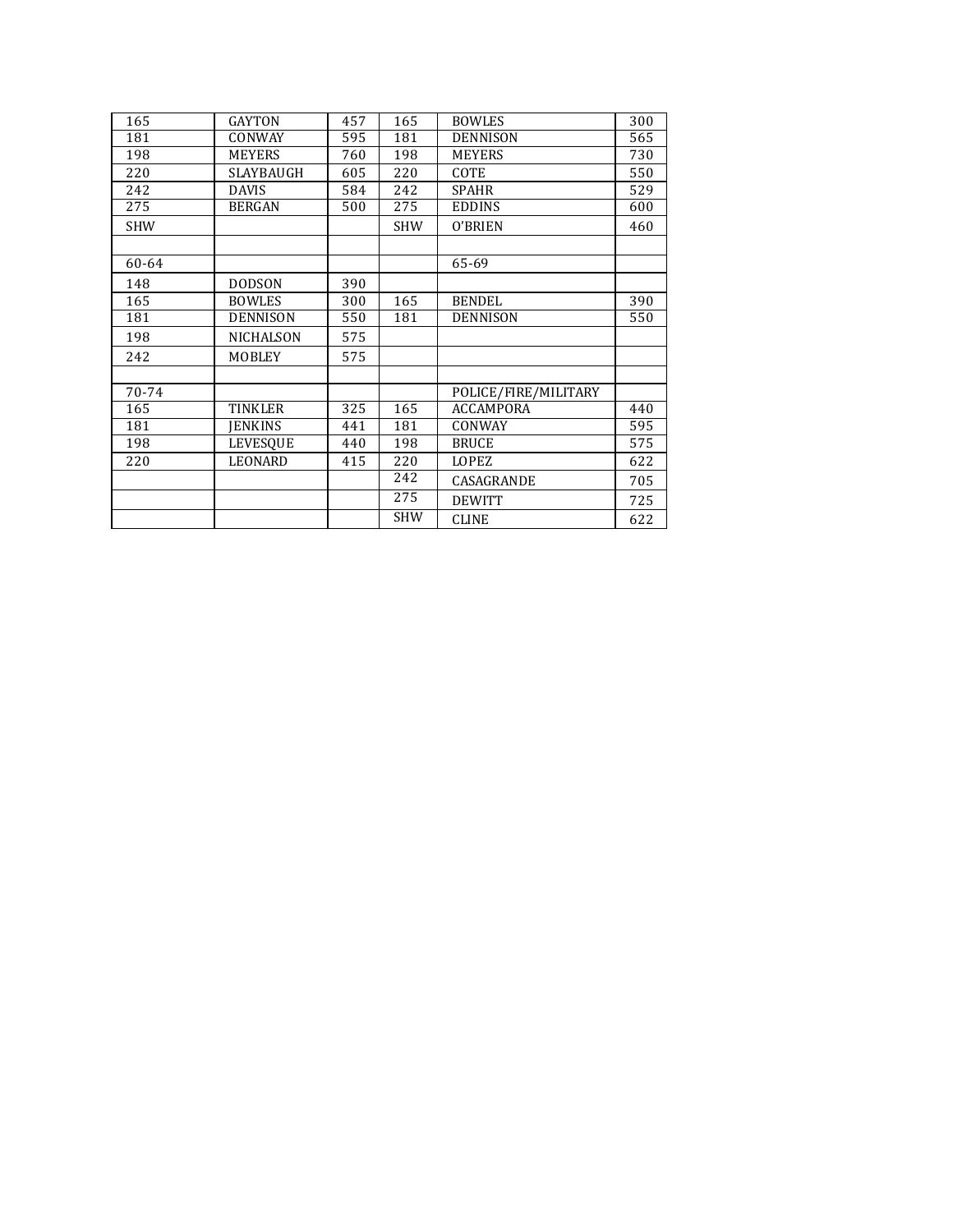| | | | | | |
|---|---|---|---|---|---|
| 165 | GAYTON | 457 | 165 | BOWLES | 300 |
| 181 | CONWAY | 595 | 181 | DENNISON | 565 |
| 198 | MEYERS | 760 | 198 | MEYERS | 730 |
| 220 | SLAYBAUGH | 605 | 220 | COTE | 550 |
| 242 | DAVIS | 584 | 242 | SPAHR | 529 |
| 275 | BERGAN | 500 | 275 | EDDINS | 600 |
| SHW | | | SHW | O'BRIEN | 460 |
| | | | | | |
| 60-64 | | | | 65-69 | |
| 148 | DODSON | 390 | | | |
| 165 | BOWLES | 300 | 165 | BENDEL | 390 |
| 181 | DENNISON | 550 | 181 | DENNISON | 550 |
| 198 | NICHALSON | 575 | | | |
| 242 | MOBLEY | 575 | | | |
| | | | | | |
| 70-74 | | | | POLICE/FIRE/MILITARY | |
| 165 | TINKLER | 325 | 165 | ACCAMPORA | 440 |
| 181 | JENKINS | 441 | 181 | CONWAY | 595 |
| 198 | LEVESQUE | 440 | 198 | BRUCE | 575 |
| 220 | LEONARD | 415 | 220 | LOPEZ | 622 |
| | | | 242 | CASAGRANDE | 705 |
| | | | 275 | DEWITT | 725 |
| | | | SHW | CLINE | 622 |